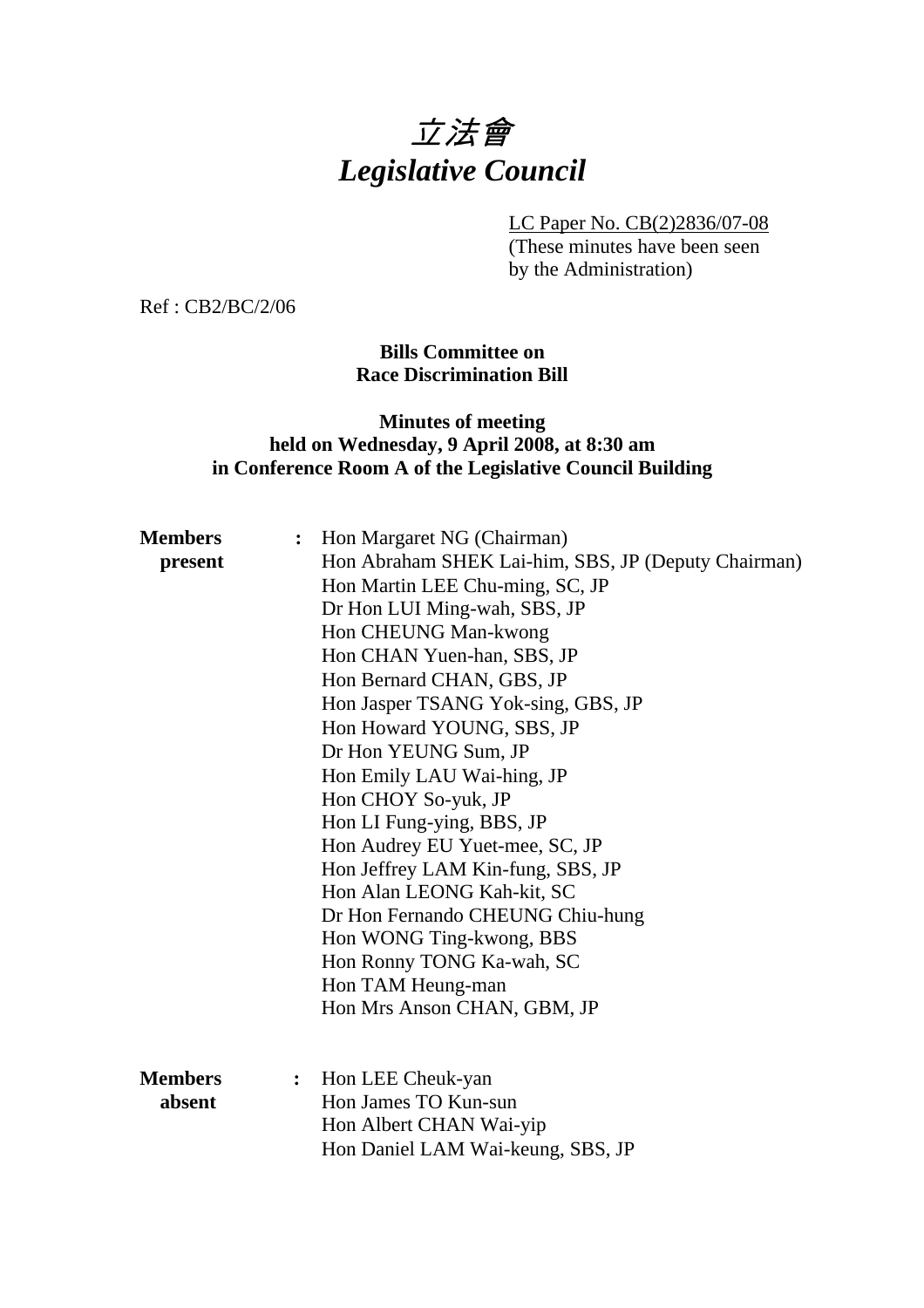# *立法會*
# *Legislative Council*

LC Paper No. CB(2)2836/07-08
(These minutes have been seen by the Administration)

Ref : CB2/BC/2/06

**Bills Committee on**
**Race Discrimination Bill**

**Minutes of meeting**
**held on Wednesday, 9 April 2008, at 8:30 am**
**in Conference Room A of the Legislative Council Building**

| | | |
|---|---|---|
| **Members present** | **:** | Hon Margaret NG (Chairman)<br>Hon Abraham SHEK Lai-him, SBS, JP (Deputy Chairman)<br>Hon Martin LEE Chu-ming, SC, JP<br>Dr Hon LUI Ming-wah, SBS, JP<br>Hon CHEUNG Man-kwong<br>Hon CHAN Yuen-han, SBS, JP<br>Hon Bernard CHAN, GBS, JP<br>Hon Jasper TSANG Yok-sing, GBS, JP<br>Hon Howard YOUNG, SBS, JP<br>Dr Hon YEUNG Sum, JP<br>Hon Emily LAU Wai-hing, JP<br>Hon CHOY So-yuk, JP<br>Hon LI Fung-ying, BBS, JP<br>Hon Audrey EU Yuet-mee, SC, JP<br>Hon Jeffrey LAM Kin-fung, SBS, JP<br>Hon Alan LEONG Kah-kit, SC<br>Dr Hon Fernando CHEUNG Chiu-hung<br>Hon WONG Ting-kwong, BBS<br>Hon Ronny TONG Ka-wah, SC<br>Hon TAM Heung-man<br>Hon Mrs Anson CHAN, GBM, JP |
| **Members absent** | **:** | Hon LEE Cheuk-yan<br>Hon James TO Kun-sun<br>Hon Albert CHAN Wai-yip<br>Hon Daniel LAM Wai-keung, SBS, JP |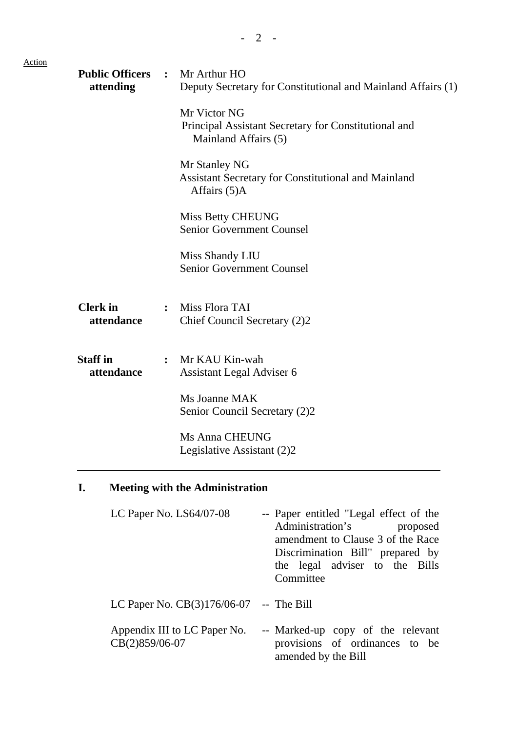Action

**Public Officers attending** : Mr Arthur HO
Deputy Secretary for Constitutional and Mainland Affairs (1)

Mr Victor NG
Principal Assistant Secretary for Constitutional and Mainland Affairs (5)

Mr Stanley NG
Assistant Secretary for Constitutional and Mainland Affairs (5)A

Miss Betty CHEUNG
Senior Government Counsel

Miss Shandy LIU
Senior Government Counsel

**Clerk in attendance** : Miss Flora TAI
Chief Council Secretary (2)2

**Staff in attendance** : Mr KAU Kin-wah
Assistant Legal Adviser 6

Ms Joanne MAK
Senior Council Secretary (2)2

Ms Anna CHEUNG
Legislative Assistant (2)2

---

## I. Meeting with the Administration

| | |
|---|---|
| LC Paper No. LS64/07-08 | -- Paper entitled "Legal effect of the Administration's proposed amendment to Clause 3 of the Race Discrimination Bill" prepared by the legal adviser to the Bills Committee |
| LC Paper No. CB(3)176/06-07 | -- The Bill |
| Appendix III to LC Paper No. CB(2)859/06-07 | -- Marked-up copy of the relevant provisions of ordinances to be amended by the Bill |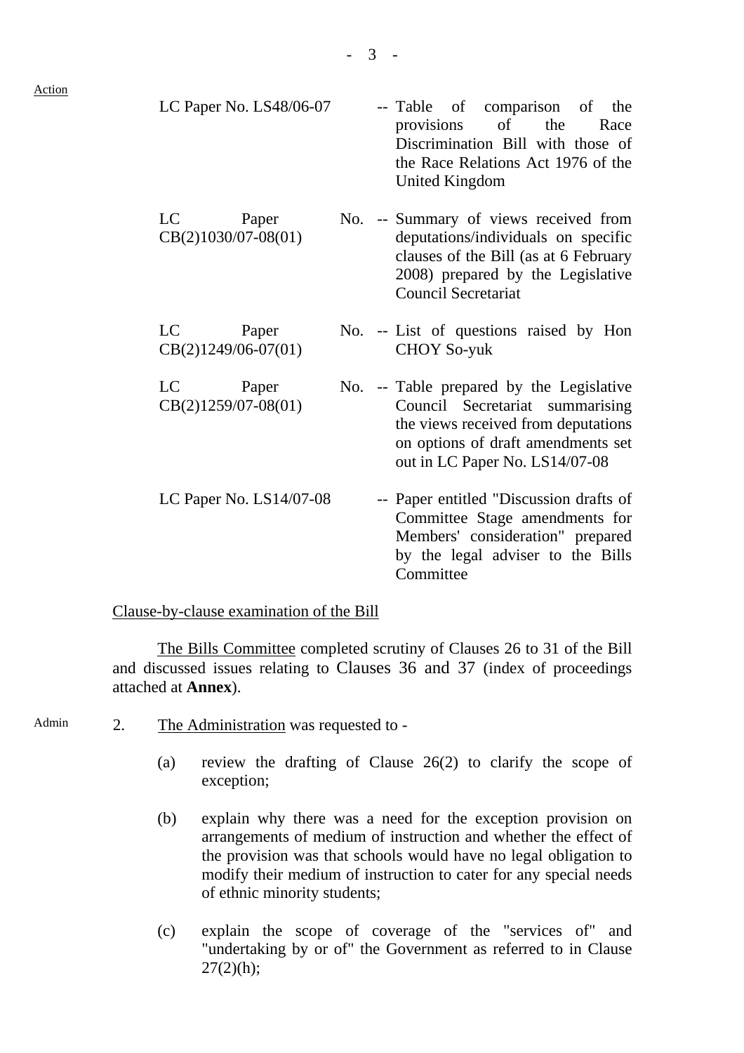Action

| | |
|---|---|
| LC Paper No. LS48/06-07 | -- Table of comparison of the provisions of the Race Discrimination Bill with those of the Race Relations Act 1976 of the United Kingdom |
| LC Paper No. CB(2)1030/07-08(01) | -- Summary of views received from deputations/individuals on specific clauses of the Bill (as at 6 February 2008) prepared by the Legislative Council Secretariat |
| LC Paper No. CB(2)1249/06-07(01) | -- List of questions raised by Hon CHOY So-yuk |
| LC Paper No. CB(2)1259/07-08(01) | -- Table prepared by the Legislative Council Secretariat summarising the views received from deputations on options of draft amendments set out in LC Paper No. LS14/07-08 |
| LC Paper No. LS14/07-08 | -- Paper entitled "Discussion drafts of Committee Stage amendments for Members' consideration" prepared by the legal adviser to the Bills Committee |

<u>Clause-by-clause examination of the Bill</u>

<u>The Bills Committee</u> completed scrutiny of Clauses 26 to 31 of the Bill and discussed issues relating to Clauses 36 and 37 (index of proceedings attached at **Annex**).

Admin

2. <u>The Administration</u> was requested to -

(a) review the drafting of Clause 26(2) to clarify the scope of exception;

(b) explain why there was a need for the exception provision on arrangements of medium of instruction and whether the effect of the provision was that schools would have no legal obligation to modify their medium of instruction to cater for any special needs of ethnic minority students;

(c) explain the scope of coverage of the "services of" and "undertaking by or of" the Government as referred to in Clause 27(2)(h);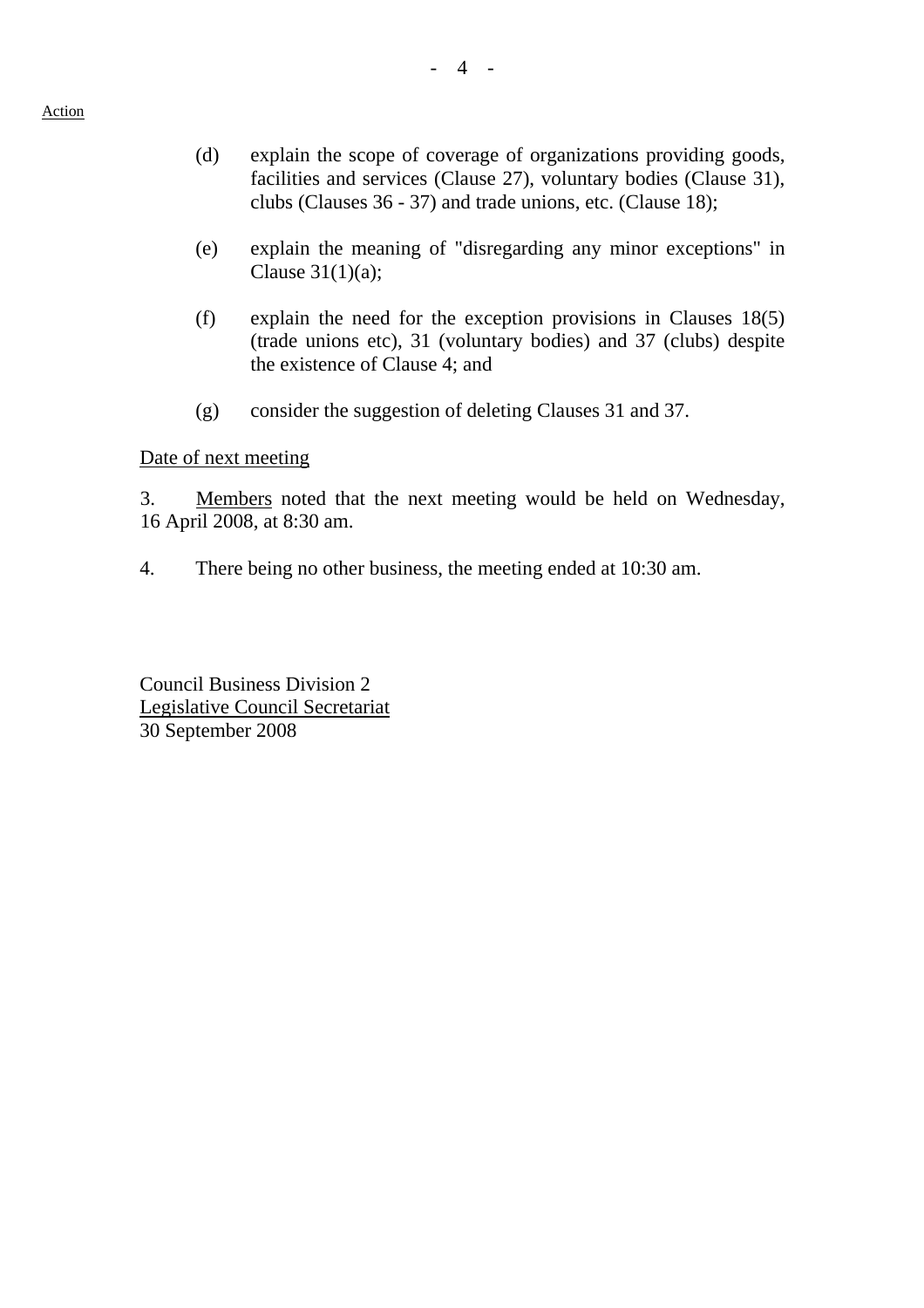Action

(d) explain the scope of coverage of organizations providing goods, facilities and services (Clause 27), voluntary bodies (Clause 31), clubs (Clauses 36 - 37) and trade unions, etc. (Clause 18);

(e) explain the meaning of "disregarding any minor exceptions" in Clause 31(1)(a);

(f) explain the need for the exception provisions in Clauses 18(5) (trade unions etc), 31 (voluntary bodies) and 37 (clubs) despite the existence of Clause 4; and

(g) consider the suggestion of deleting Clauses 31 and 37.

Date of next meeting

3. Members noted that the next meeting would be held on Wednesday, 16 April 2008, at 8:30 am.

4. There being no other business, the meeting ended at 10:30 am.

Council Business Division 2
Legislative Council Secretariat
30 September 2008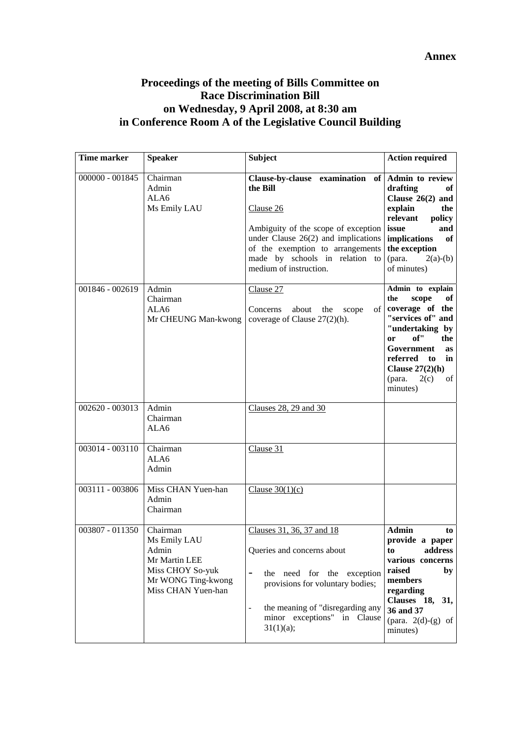**Annex**

# Proceedings of the meeting of Bills Committee on Race Discrimination Bill on Wednesday, 9 April 2008, at 8:30 am in Conference Room A of the Legislative Council Building

| Time marker | Speaker | Subject | Action required |
|---|---|---|---|
| 000000 - 001845 | Chairman<br>Admin<br>ALA6<br>Ms Emily LAU | **Clause-by-clause examination of the Bill**<br><br>Clause 26<br><br>Ambiguity of the scope of exception under Clause 26(2) and implications of the exemption to arrangements made by schools in relation to medium of instruction. | **Admin to review drafting of Clause 26(2) and explain the relevant policy issue and implications of the exception** (para. 2(a)-(b) of minutes) |
| 001846 - 002619 | Admin<br>Chairman<br>ALA6<br>Mr CHEUNG Man-kwong | Clause 27<br><br>Concerns about the scope of coverage of Clause 27(2)(h). | **Admin to explain the scope of coverage of the "services of" and "undertaking by or of" the Government as referred to in Clause 27(2)(h)** (para. 2(c) of minutes) |
| 002620 - 003013 | Admin<br>Chairman<br>ALA6 | Clauses 28, 29 and 30 | |
| 003014 - 003110 | Chairman<br>ALA6<br>Admin | Clause 31 | |
| 003111 - 003806 | Miss CHAN Yuen-han<br>Admin<br>Chairman | Clause 30(1)(c) | |
| 003807 - 011350 | Chairman<br>Ms Emily LAU<br>Admin<br>Mr Martin LEE<br>Miss CHOY So-yuk<br>Mr WONG Ting-kwong<br>Miss CHAN Yuen-han | Clauses 31, 36, 37 and 18<br><br>Queries and concerns about<br><br>- the need for the exception provisions for voluntary bodies;<br><br>- the meaning of "disregarding any minor exceptions" in Clause 31(1)(a); | **Admin to provide a paper to address various concerns raised by members regarding Clauses 18, 31, 36 and 37** (para. 2(d)-(g) of minutes) |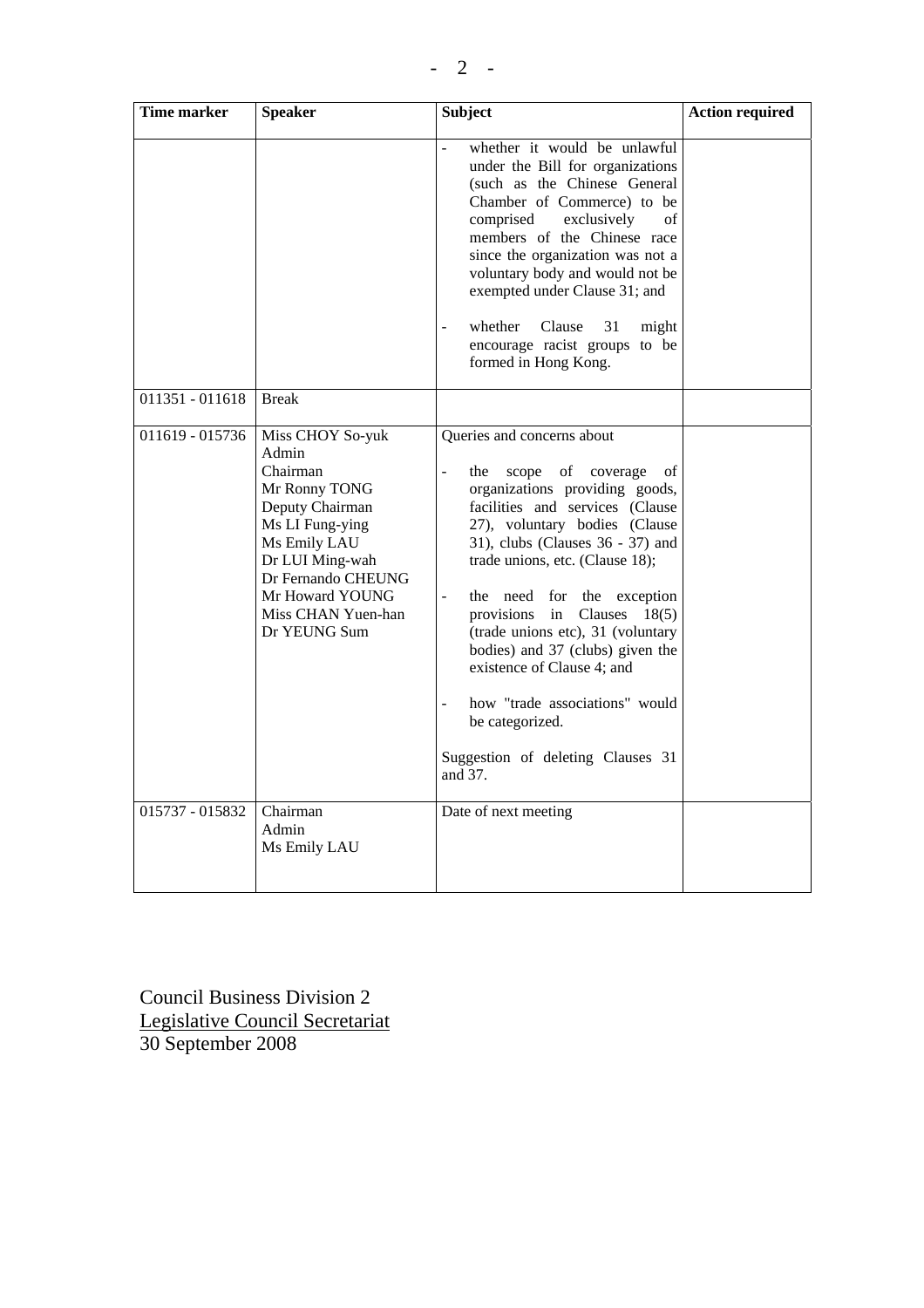| Time marker | Speaker | Subject | Action required |
|---|---|---|---|
| | | - whether it would be unlawful under the Bill for organizations (such as the Chinese General Chamber of Commerce) to be comprised exclusively of members of the Chinese race since the organization was not a voluntary body and would not be exempted under Clause 31; and<br><br>- whether Clause 31 might encourage racist groups to be formed in Hong Kong. | |
| 011351 - 011618 | Break | | |
| 011619 - 015736 | Miss CHOY So-yuk<br>Admin<br>Chairman<br>Mr Ronny TONG<br>Deputy Chairman<br>Ms LI Fung-ying<br>Ms Emily LAU<br>Dr LUI Ming-wah<br>Dr Fernando CHEUNG<br>Mr Howard YOUNG<br>Miss CHAN Yuen-han<br>Dr YEUNG Sum | Queries and concerns about<br><br>- the scope of coverage of organizations providing goods, facilities and services (Clause 27), voluntary bodies (Clause 31), clubs (Clauses 36 - 37) and trade unions, etc. (Clause 18);<br><br>- the need for the exception provisions in Clauses 18(5) (trade unions etc), 31 (voluntary bodies) and 37 (clubs) given the existence of Clause 4; and<br><br>- how "trade associations" would be categorized.<br><br>Suggestion of deleting Clauses 31 and 37. | |
| 015737 - 015832 | Chairman<br>Admin<br>Ms Emily LAU | Date of next meeting | |

Council Business Division 2
Legislative Council Secretariat
30 September 2008